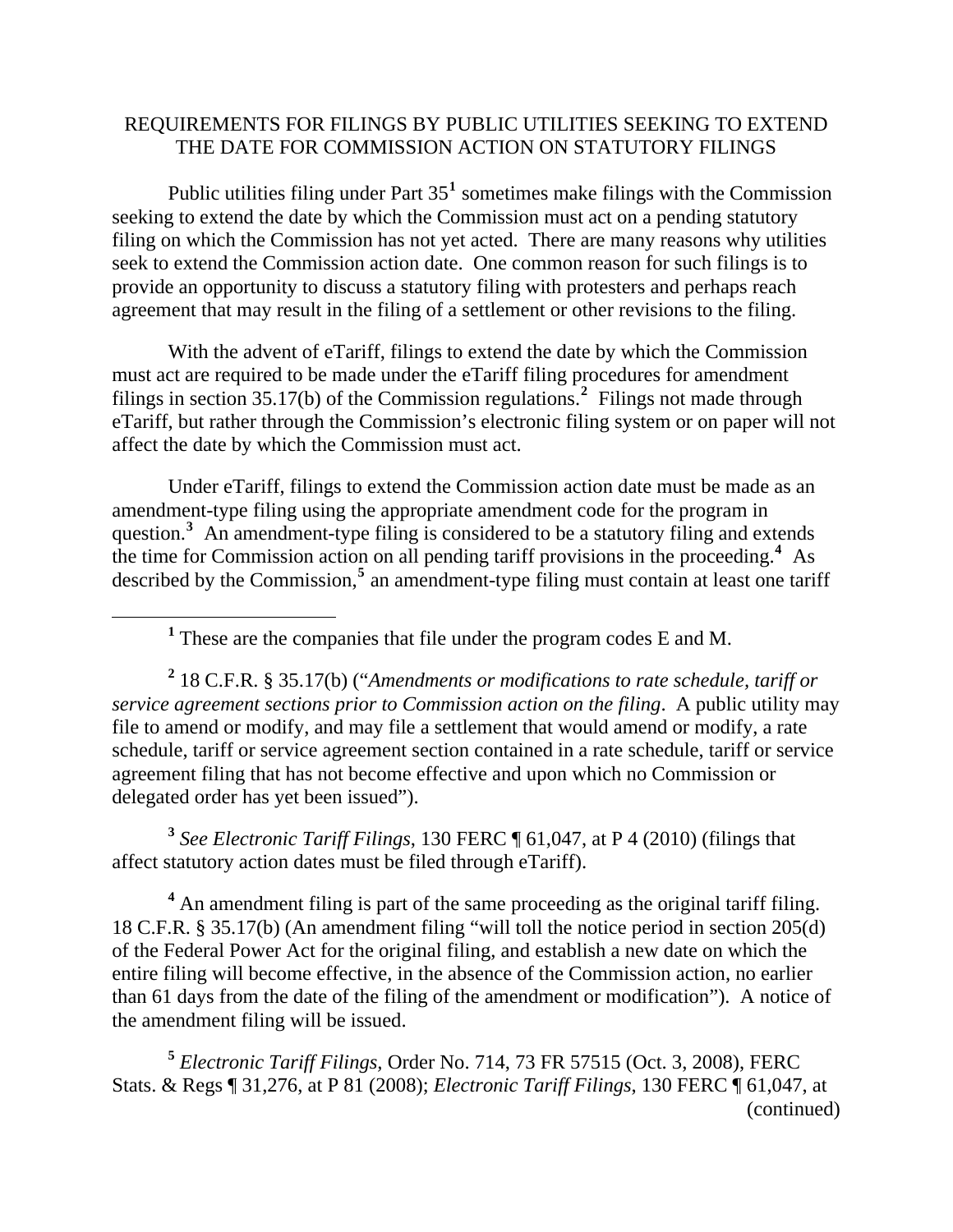# REQUIREMENTS FOR FILINGS BY PUBLIC UTILITIES SEEKING TO EXTEND THE DATE FOR COMMISSION ACTION ON STATUTORY FILINGS

Public utilities filing under Part 35[1] sometimes make filings with the Commission seeking to extend the date by which the Commission must act on a pending statutory filing on which the Commission has not yet acted. There are many reasons why utilities seek to extend the Commission action date. One common reason for such filings is to provide an opportunity to discuss a statutory filing with protesters and perhaps reach agreement that may result in the filing of a settlement or other revisions to the filing.

With the advent of eTariff, filings to extend the date by which the Commission must act are required to be made under the eTariff filing procedures for amendment filings in section 35.17(b) of the Commission regulations.[2] Filings not made through eTariff, but rather through the Commission's electronic filing system or on paper will not affect the date by which the Commission must act.

Under eTariff, filings to extend the Commission action date must be made as an amendment-type filing using the appropriate amendment code for the program in question.[3] An amendment-type filing is considered to be a statutory filing and extends the time for Commission action on all pending tariff provisions in the proceeding.[4] As described by the Commission,[5] an amendment-type filing must contain at least one tariff

---

[1] These are the companies that file under the program codes E and M.

[2] 18 C.F.R. § 35.17(b) ("*Amendments or modifications to rate schedule, tariff or service agreement sections prior to Commission action on the filing*. A public utility may file to amend or modify, and may file a settlement that would amend or modify, a rate schedule, tariff or service agreement section contained in a rate schedule, tariff or service agreement filing that has not become effective and upon which no Commission or delegated order has yet been issued").

[3] *See Electronic Tariff Filings*, 130 FERC ¶ 61,047, at P 4 (2010) (filings that affect statutory action dates must be filed through eTariff).

[4] An amendment filing is part of the same proceeding as the original tariff filing. 18 C.F.R. § 35.17(b) (An amendment filing "will toll the notice period in section 205(d) of the Federal Power Act for the original filing, and establish a new date on which the entire filing will become effective, in the absence of the Commission action, no earlier than 61 days from the date of the filing of the amendment or modification"). A notice of the amendment filing will be issued.

[5] *Electronic Tariff Filings*, Order No. 714, 73 FR 57515 (Oct. 3, 2008), FERC Stats. & Regs ¶ 31,276, at P 81 (2008); *Electronic Tariff Filings*, 130 FERC ¶ 61,047, at (continued)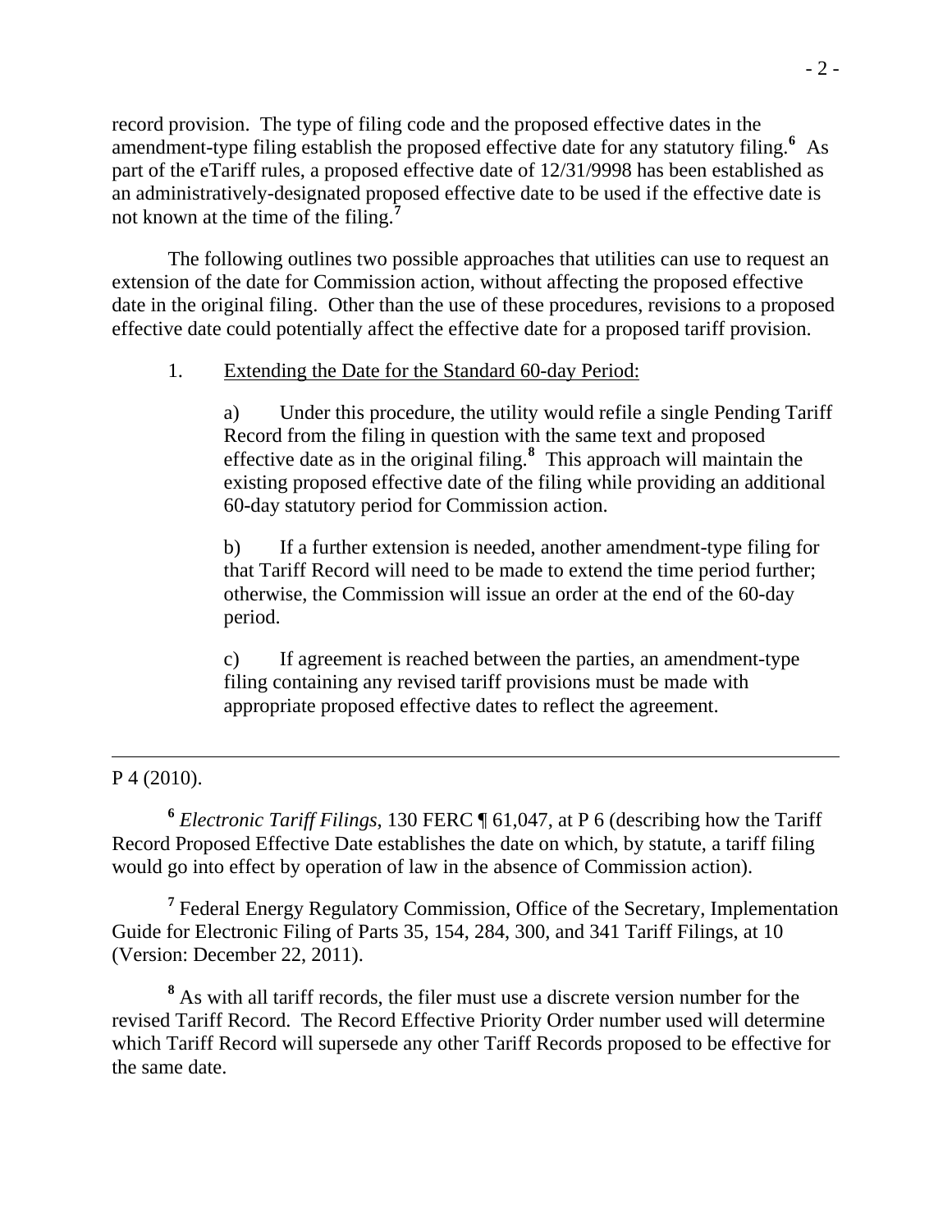record provision. The type of filing code and the proposed effective dates in the amendment-type filing establish the proposed effective date for any statutory filing.[6] As part of the eTariff rules, a proposed effective date of 12/31/9998 has been established as an administratively-designated proposed effective date to be used if the effective date is not known at the time of the filing.[7]

The following outlines two possible approaches that utilities can use to request an extension of the date for Commission action, without affecting the proposed effective date in the original filing. Other than the use of these procedures, revisions to a proposed effective date could potentially affect the effective date for a proposed tariff provision.

1. <u>Extending the Date for the Standard 60-day Period:</u>

   a) Under this procedure, the utility would refile a single Pending Tariff Record from the filing in question with the same text and proposed effective date as in the original filing.[8] This approach will maintain the existing proposed effective date of the filing while providing an additional 60-day statutory period for Commission action.

   b) If a further extension is needed, another amendment-type filing for that Tariff Record will need to be made to extend the time period further; otherwise, the Commission will issue an order at the end of the 60-day period.

   c) If agreement is reached between the parties, an amendment-type filing containing any revised tariff provisions must be made with appropriate proposed effective dates to reflect the agreement.

---

P 4 (2010).

[6] *Electronic Tariff Filings*, 130 FERC ¶ 61,047, at P 6 (describing how the Tariff Record Proposed Effective Date establishes the date on which, by statute, a tariff filing would go into effect by operation of law in the absence of Commission action).

[7] Federal Energy Regulatory Commission, Office of the Secretary, Implementation Guide for Electronic Filing of Parts 35, 154, 284, 300, and 341 Tariff Filings, at 10 (Version: December 22, 2011).

[8] As with all tariff records, the filer must use a discrete version number for the revised Tariff Record. The Record Effective Priority Order number used will determine which Tariff Record will supersede any other Tariff Records proposed to be effective for the same date.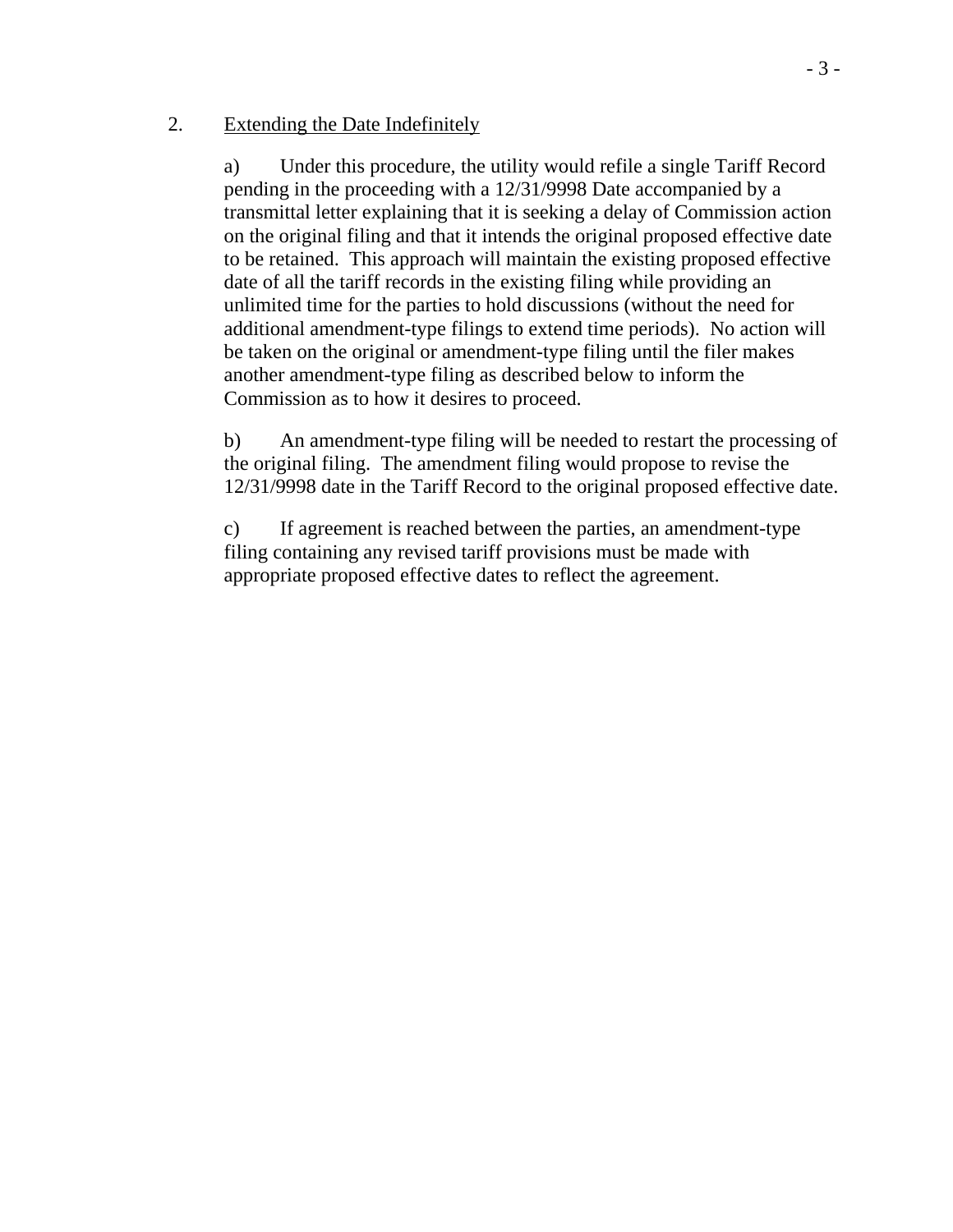2. Extending the Date Indefinitely

a) Under this procedure, the utility would refile a single Tariff Record pending in the proceeding with a 12/31/9998 Date accompanied by a transmittal letter explaining that it is seeking a delay of Commission action on the original filing and that it intends the original proposed effective date to be retained. This approach will maintain the existing proposed effective date of all the tariff records in the existing filing while providing an unlimited time for the parties to hold discussions (without the need for additional amendment-type filings to extend time periods). No action will be taken on the original or amendment-type filing until the filer makes another amendment-type filing as described below to inform the Commission as to how it desires to proceed.

b) An amendment-type filing will be needed to restart the processing of the original filing. The amendment filing would propose to revise the 12/31/9998 date in the Tariff Record to the original proposed effective date.

c) If agreement is reached between the parties, an amendment-type filing containing any revised tariff provisions must be made with appropriate proposed effective dates to reflect the agreement.